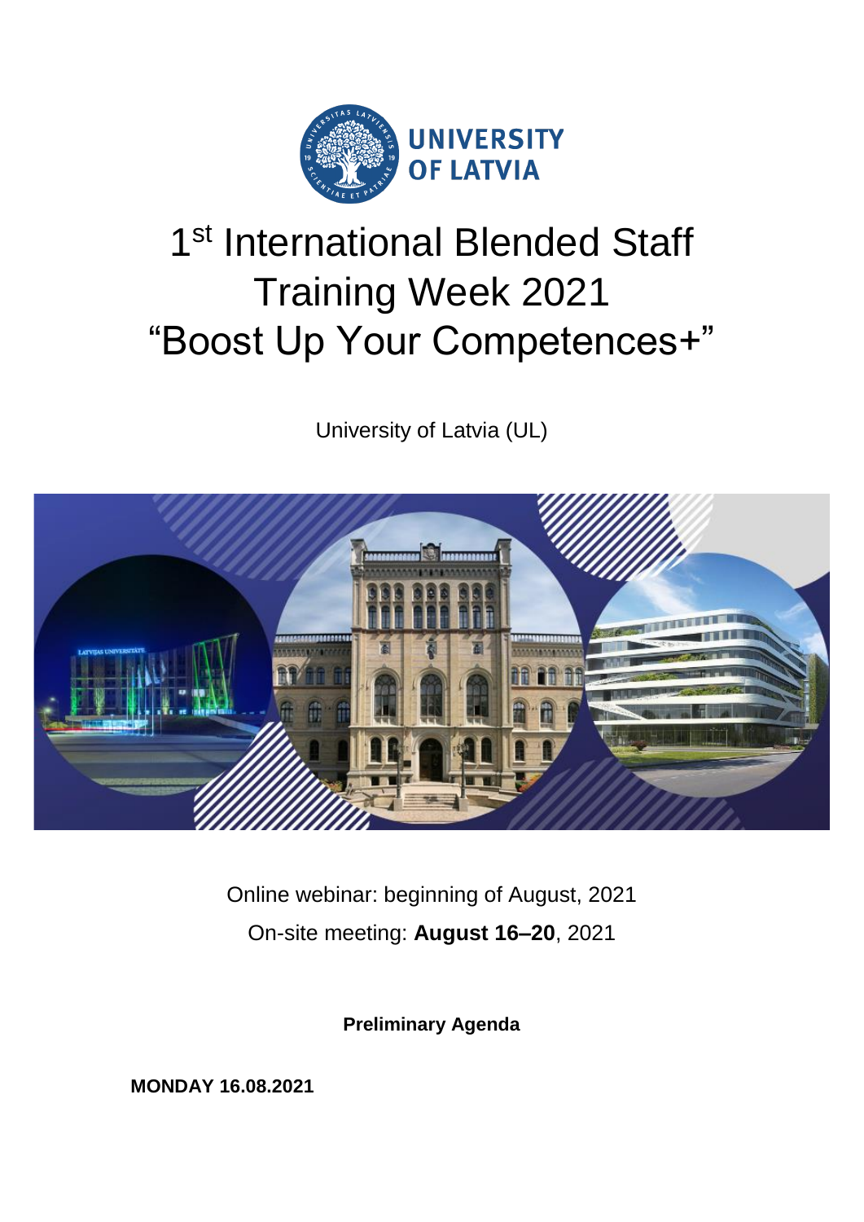UNIVERSITY OF LATVIA

# 1st International Blended Staff Training Week 2021 "Boost Up Your Competences+"

University of Latvia (UL)

Online webinar: beginning of August, 2021

On-site meeting: **August 16–20**, 2021

**Preliminary Agenda**

**MONDAY 16.08.2021**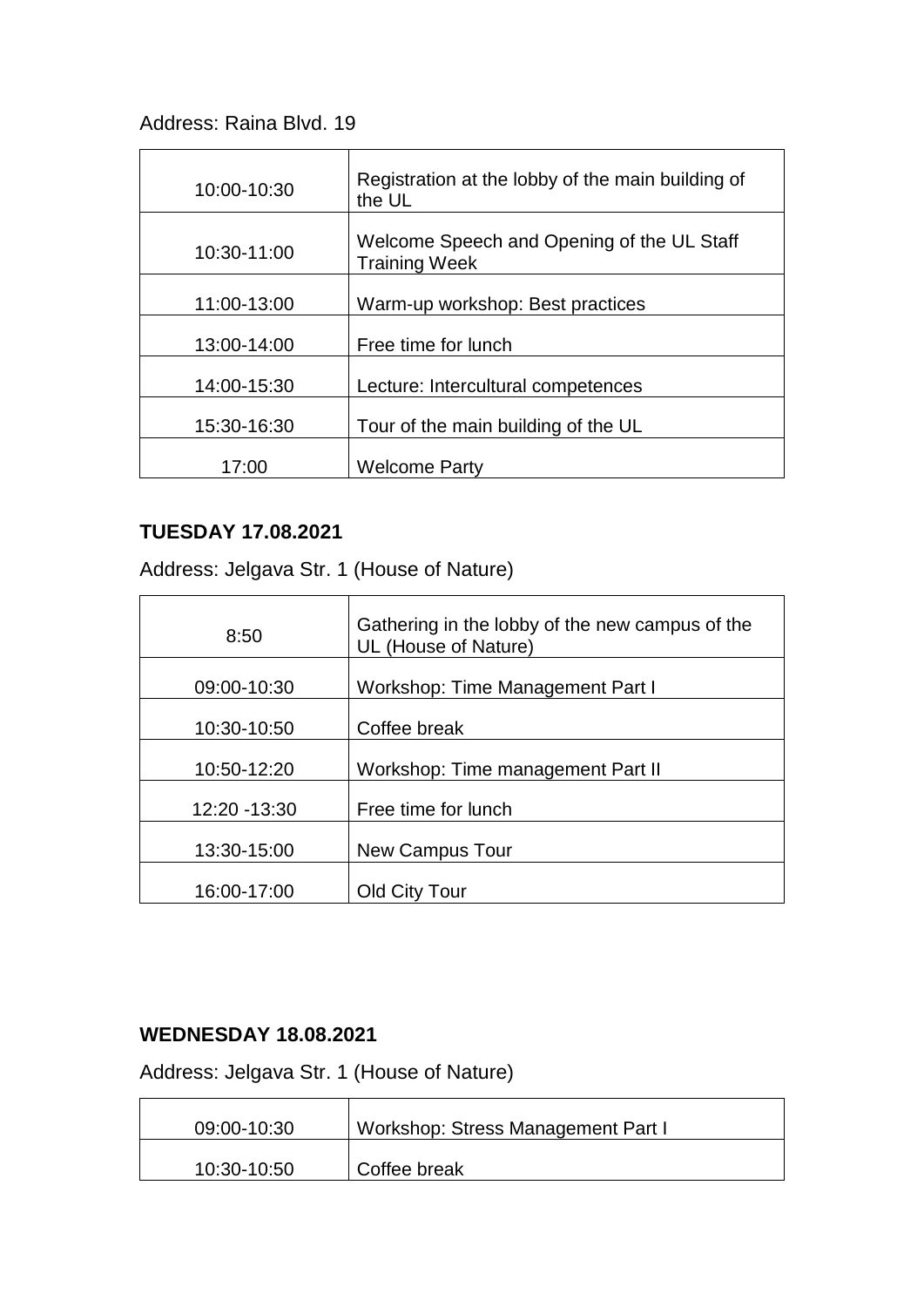Address: Raina Blvd. 19

| | |
|---|---|
| 10:00-10:30 | Registration at the lobby of the main building of the UL |
| 10:30-11:00 | Welcome Speech and Opening of the UL Staff Training Week |
| 11:00-13:00 | Warm-up workshop: Best practices |
| 13:00-14:00 | Free time for lunch |
| 14:00-15:30 | Lecture: Intercultural competences |
| 15:30-16:30 | Tour of the main building of the UL |
| 17:00 | Welcome Party |

**TUESDAY 17.08.2021**

Address: Jelgava Str. 1 (House of Nature)

| | |
|---|---|
| 8:50 | Gathering in the lobby of the new campus of the UL (House of Nature) |
| 09:00-10:30 | Workshop: Time Management Part I |
| 10:30-10:50 | Coffee break |
| 10:50-12:20 | Workshop: Time management Part II |
| 12:20 -13:30 | Free time for lunch |
| 13:30-15:00 | New Campus Tour |
| 16:00-17:00 | Old City Tour |

**WEDNESDAY 18.08.2021**

Address: Jelgava Str. 1 (House of Nature)

| | |
|---|---|
| 09:00-10:30 | Workshop: Stress Management Part I |
| 10:30-10:50 | Coffee break |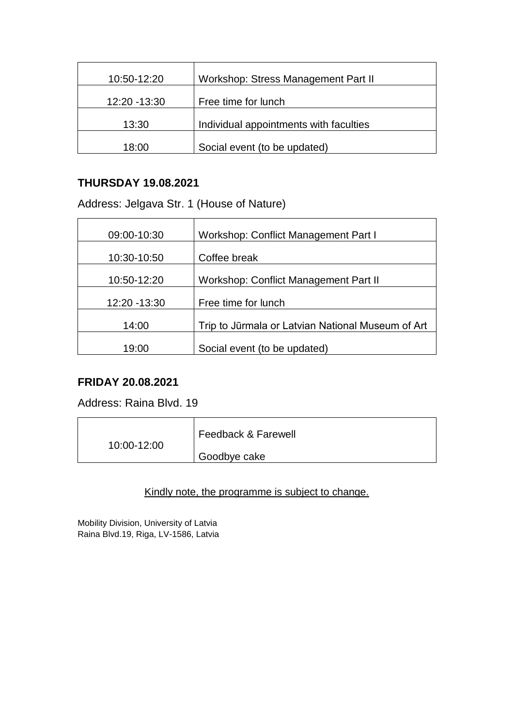| | |
|---|---|
| 10:50-12:20 | Workshop: Stress Management Part II |
| 12:20 -13:30 | Free time for lunch |
| 13:30 | Individual appointments with faculties |
| 18:00 | Social event (to be updated) |

**THURSDAY 19.08.2021**

Address: Jelgava Str. 1 (House of Nature)

| | |
|---|---|
| 09:00-10:30 | Workshop: Conflict Management Part I |
| 10:30-10:50 | Coffee break |
| 10:50-12:20 | Workshop: Conflict Management Part II |
| 12:20 -13:30 | Free time for lunch |
| 14:00 | Trip to Jūrmala or Latvian National Museum of Art |
| 19:00 | Social event (to be updated) |

**FRIDAY 20.08.2021**

Address: Raina Blvd. 19

| | |
|---|---|
| 10:00-12:00 | Feedback & Farewell<br>Goodbye cake |

<u>Kindly note, the programme is subject to change.</u>

Mobility Division, University of Latvia
Raina Blvd.19, Riga, LV-1586, Latvia